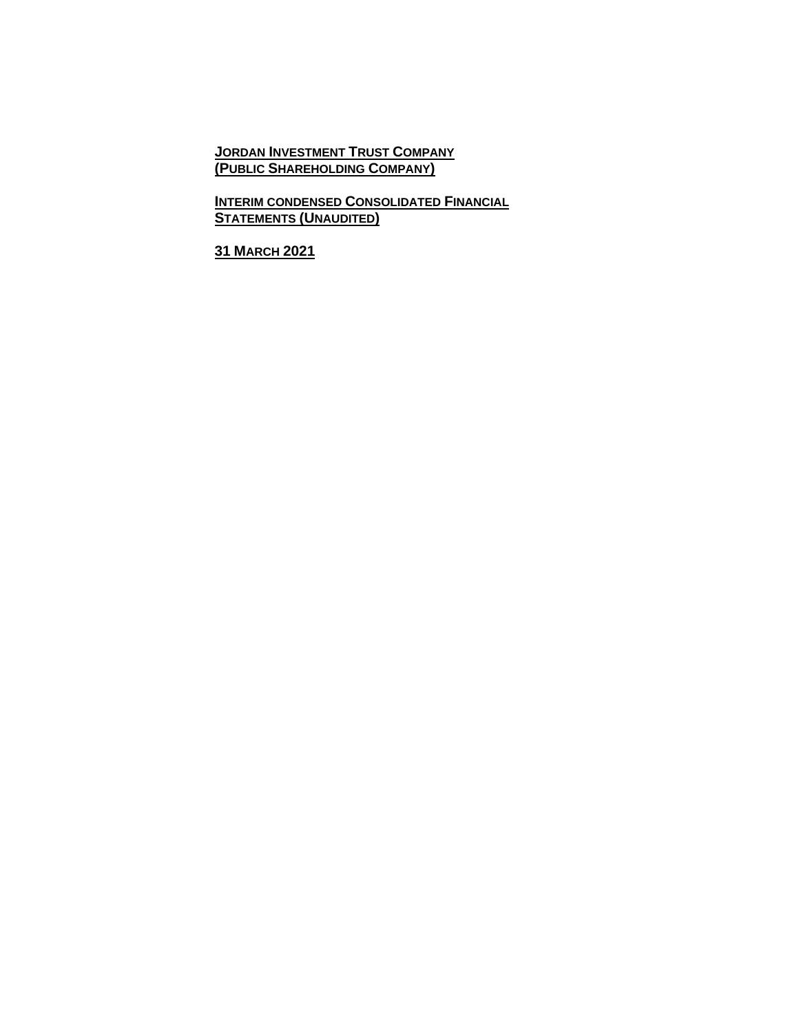**JORDAN INVESTMENT TRUST COMPANY**
**(PUBLIC SHAREHOLDING COMPANY)**

**INTERIM CONDENSED CONSOLIDATED FINANCIAL STATEMENTS (UNAUDITED)**

**31 MARCH 2021**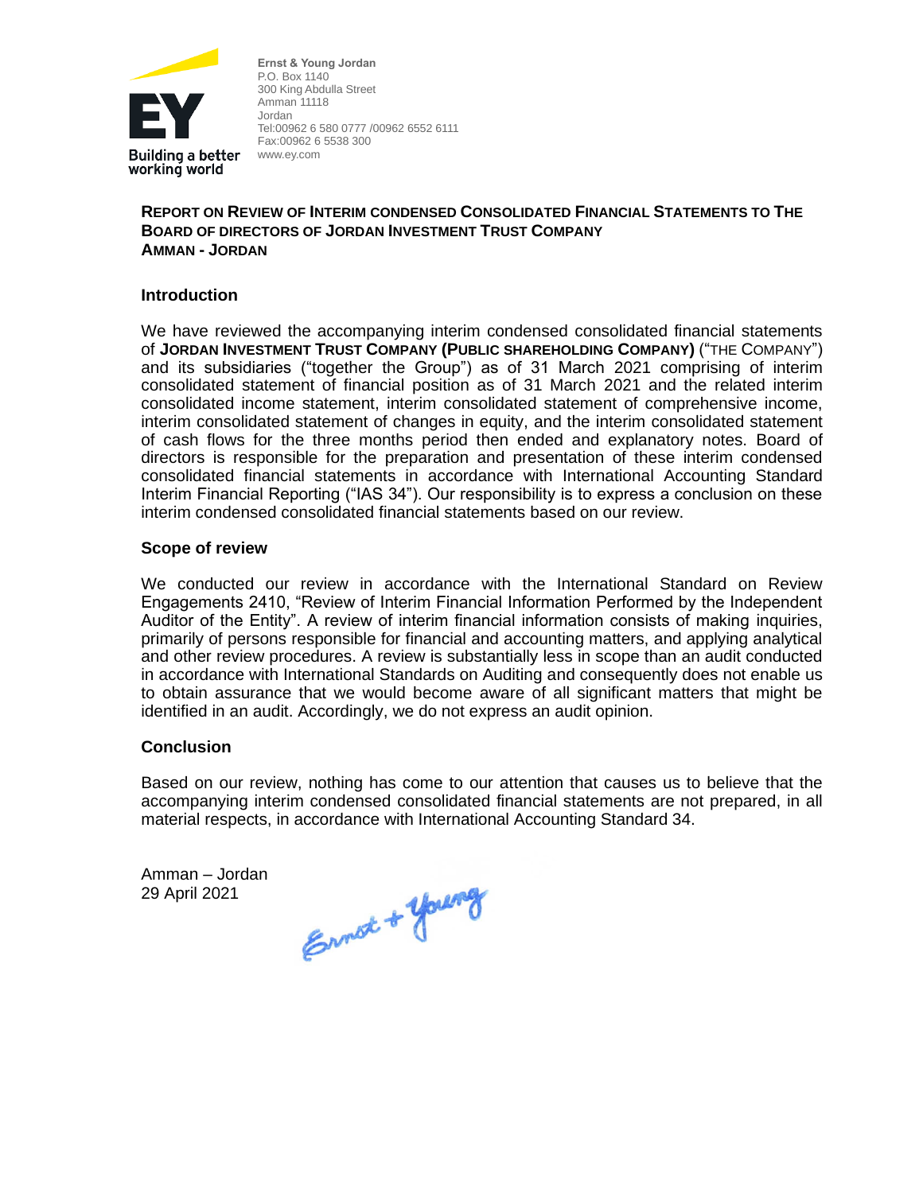Ernst & Young Jordan
P.O. Box 1140
300 King Abdulla Street
Amman 11118
Jordan
Tel:00962 6 580 0777 /00962 6552 6111
Fax:00962 6 5538 300
www.ey.com

**REPORT ON REVIEW OF INTERIM CONDENSED CONSOLIDATED FINANCIAL STATEMENTS TO THE BOARD OF DIRECTORS OF JORDAN INVESTMENT TRUST COMPANY**
**AMMAN - JORDAN**

## Introduction

We have reviewed the accompanying interim condensed consolidated financial statements of **JORDAN INVESTMENT TRUST COMPANY (PUBLIC SHAREHOLDING COMPANY)** ("THE COMPANY") and its subsidiaries ("together the Group") as of 31 March 2021 comprising of interim consolidated statement of financial position as of 31 March 2021 and the related interim consolidated income statement, interim consolidated statement of comprehensive income, interim consolidated statement of changes in equity, and the interim consolidated statement of cash flows for the three months period then ended and explanatory notes. Board of directors is responsible for the preparation and presentation of these interim condensed consolidated financial statements in accordance with International Accounting Standard Interim Financial Reporting ("IAS 34"). Our responsibility is to express a conclusion on these interim condensed consolidated financial statements based on our review.

## Scope of review

We conducted our review in accordance with the International Standard on Review Engagements 2410, "Review of Interim Financial Information Performed by the Independent Auditor of the Entity". A review of interim financial information consists of making inquiries, primarily of persons responsible for financial and accounting matters, and applying analytical and other review procedures. A review is substantially less in scope than an audit conducted in accordance with International Standards on Auditing and consequently does not enable us to obtain assurance that we would become aware of all significant matters that might be identified in an audit. Accordingly, we do not express an audit opinion.

## Conclusion

Based on our review, nothing has come to our attention that causes us to believe that the accompanying interim condensed consolidated financial statements are not prepared, in all material respects, in accordance with International Accounting Standard 34.

Amman – Jordan
29 April 2021

Ernst + Young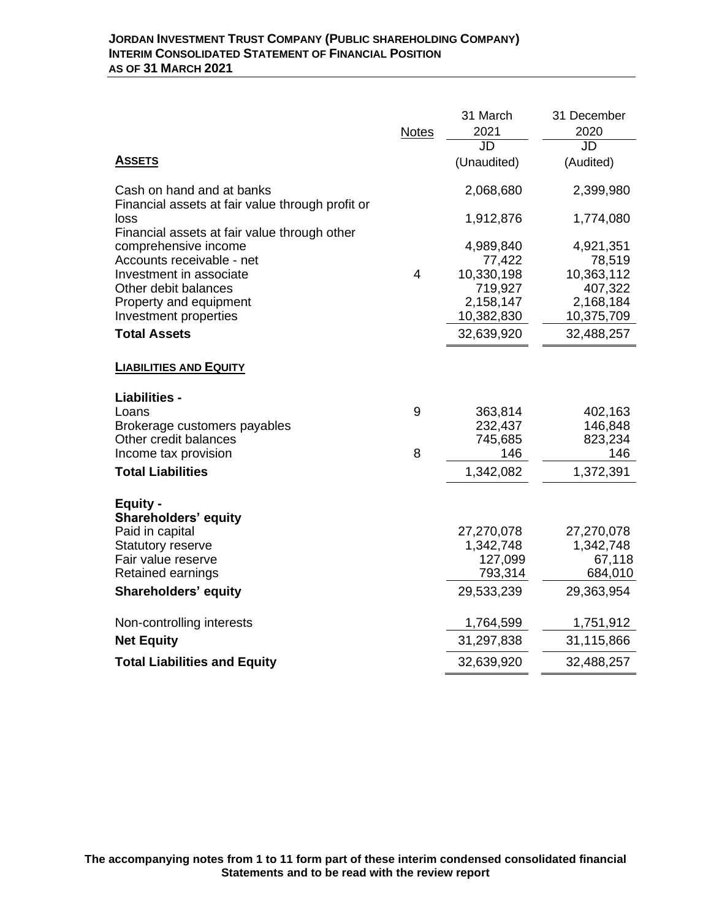**JORDAN INVESTMENT TRUST COMPANY (PUBLIC SHAREHOLDING COMPANY)**
**INTERIM CONSOLIDATED STATEMENT OF FINANCIAL POSITION**
**AS OF 31 MARCH 2021**

| | Notes | 31 March 2021 JD (Unaudited) | 31 December 2020 JD (Audited) |
|---|---|---|---|
| **ASSETS** | | | |
| Cash on hand and at banks | | 2,068,680 | 2,399,980 |
| Financial assets at fair value through profit or loss | | 1,912,876 | 1,774,080 |
| Financial assets at fair value through other comprehensive income | | 4,989,840 | 4,921,351 |
| Accounts receivable - net | | 77,422 | 78,519 |
| Investment in associate | 4 | 10,330,198 | 10,363,112 |
| Other debit balances | | 719,927 | 407,322 |
| Property and equipment | | 2,158,147 | 2,168,184 |
| Investment properties | | 10,382,830 | 10,375,709 |
| **Total Assets** | | 32,639,920 | 32,488,257 |
| **LIABILITIES AND EQUITY** | | | |
| **Liabilities -** | | | |
| Loans | 9 | 363,814 | 402,163 |
| Brokerage customers payables | | 232,437 | 146,848 |
| Other credit balances | | 745,685 | 823,234 |
| Income tax provision | 8 | 146 | 146 |
| **Total Liabilities** | | 1,342,082 | 1,372,391 |
| **Equity -** | | | |
| **Shareholders' equity** | | | |
| Paid in capital | | 27,270,078 | 27,270,078 |
| Statutory reserve | | 1,342,748 | 1,342,748 |
| Fair value reserve | | 127,099 | 67,118 |
| Retained earnings | | 793,314 | 684,010 |
| **Shareholders' equity** | | 29,533,239 | 29,363,954 |
| Non-controlling interests | | 1,764,599 | 1,751,912 |
| **Net Equity** | | 31,297,838 | 31,115,866 |
| **Total Liabilities and Equity** | | 32,639,920 | 32,488,257 |

**The accompanying notes from 1 to 11 form part of these interim condensed consolidated financial Statements and to be read with the review report**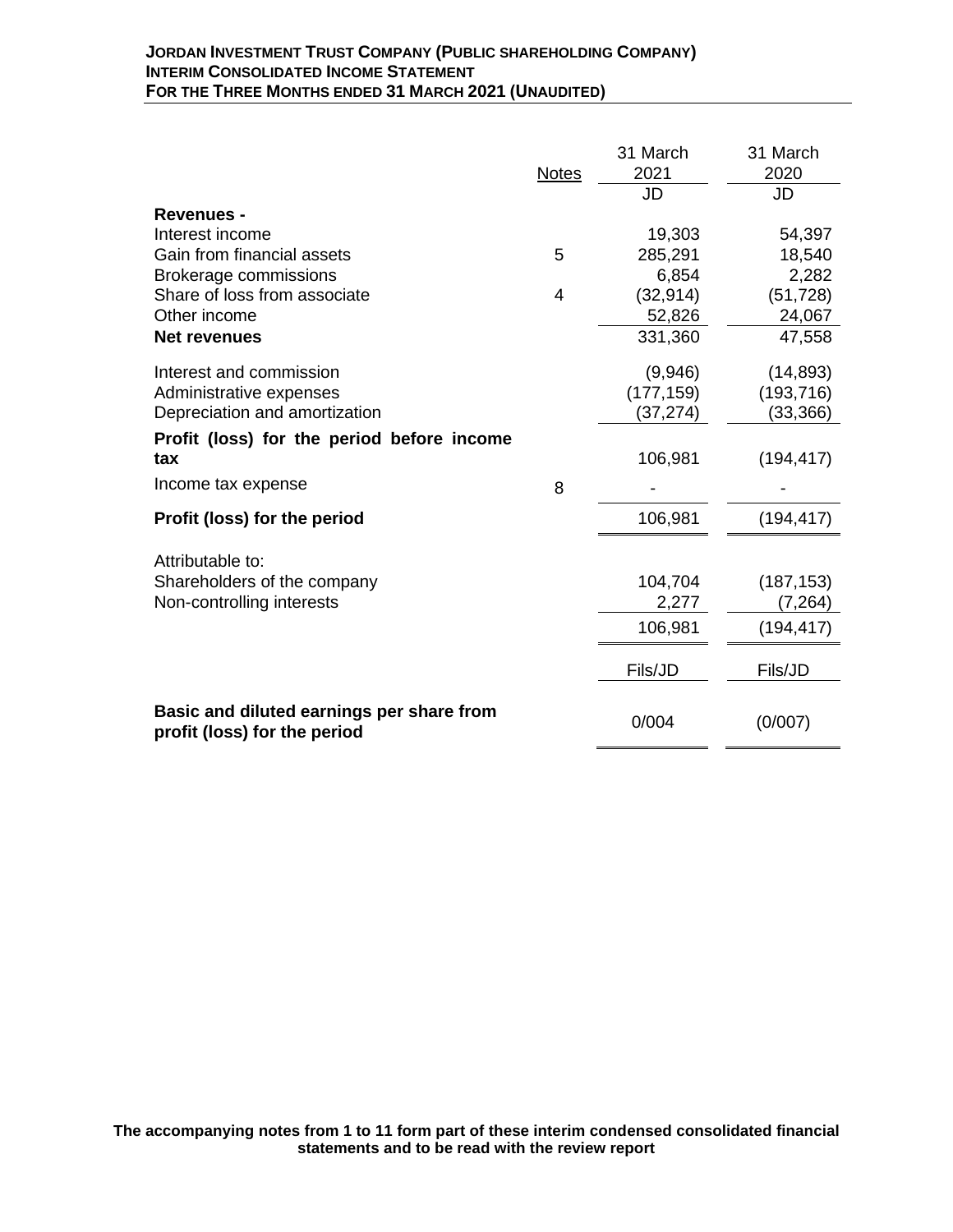**JORDAN INVESTMENT TRUST COMPANY (PUBLIC SHAREHOLDING COMPANY)**
**INTERIM CONSOLIDATED INCOME STATEMENT**
**FOR THE THREE MONTHS ENDED 31 MARCH 2021 (UNAUDITED)**

| | Notes | 31 March 2021 | 31 March 2020 |
|---|---|---|---|
| | | JD | JD |
| **Revenues -** | | | |
| Interest income | | 19,303 | 54,397 |
| Gain from financial assets | 5 | 285,291 | 18,540 |
| Brokerage commissions | | 6,854 | 2,282 |
| Share of loss from associate | 4 | (32,914) | (51,728) |
| Other income | | 52,826 | 24,067 |
| **Net revenues** | | 331,360 | 47,558 |
| Interest and commission | | (9,946) | (14,893) |
| Administrative expenses | | (177,159) | (193,716) |
| Depreciation and amortization | | (37,274) | (33,366) |
| **Profit (loss) for the period before income tax** | | 106,981 | (194,417) |
| Income tax expense | 8 | - | - |
| **Profit (loss) for the period** | | 106,981 | (194,417) |
| Attributable to: | | | |
| Shareholders of the company | | 104,704 | (187,153) |
| Non-controlling interests | | 2,277 | (7,264) |
| | | 106,981 | (194,417) |
| | | Fils/JD | Fils/JD |
| **Basic and diluted earnings per share from profit (loss) for the period** | | 0/004 | (0/007) |

**The accompanying notes from 1 to 11 form part of these interim condensed consolidated financial statements and to be read with the review report**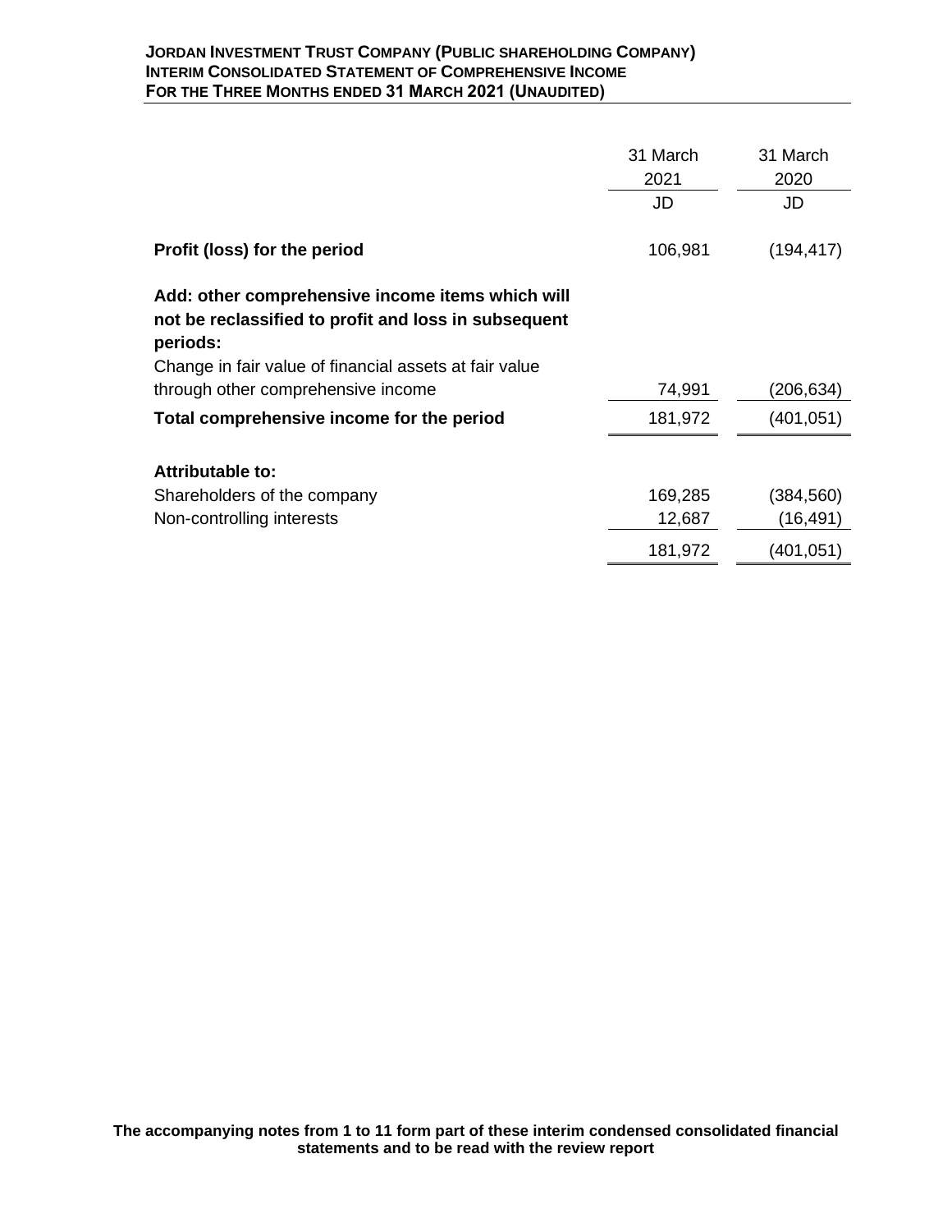**JORDAN INVESTMENT TRUST COMPANY (PUBLIC SHAREHOLDING COMPANY)**
**INTERIM CONSOLIDATED STATEMENT OF COMPREHENSIVE INCOME**
**FOR THE THREE MONTHS ENDED 31 MARCH 2021 (UNAUDITED)**

| | 31 March 2021 | 31 March 2020 |
|---|---|---|
| | JD | JD |
| **Profit (loss) for the period** | 106,981 | (194,417) |
| **Add: other comprehensive income items which will not be reclassified to profit and loss in subsequent periods:** | | |
| Change in fair value of financial assets at fair value through other comprehensive income | 74,991 | (206,634) |
| **Total comprehensive income for the period** | 181,972 | (401,051) |
| **Attributable to:** | | |
| Shareholders of the company | 169,285 | (384,560) |
| Non-controlling interests | 12,687 | (16,491) |
| | 181,972 | (401,051) |

**The accompanying notes from 1 to 11 form part of these interim condensed consolidated financial statements and to be read with the review report**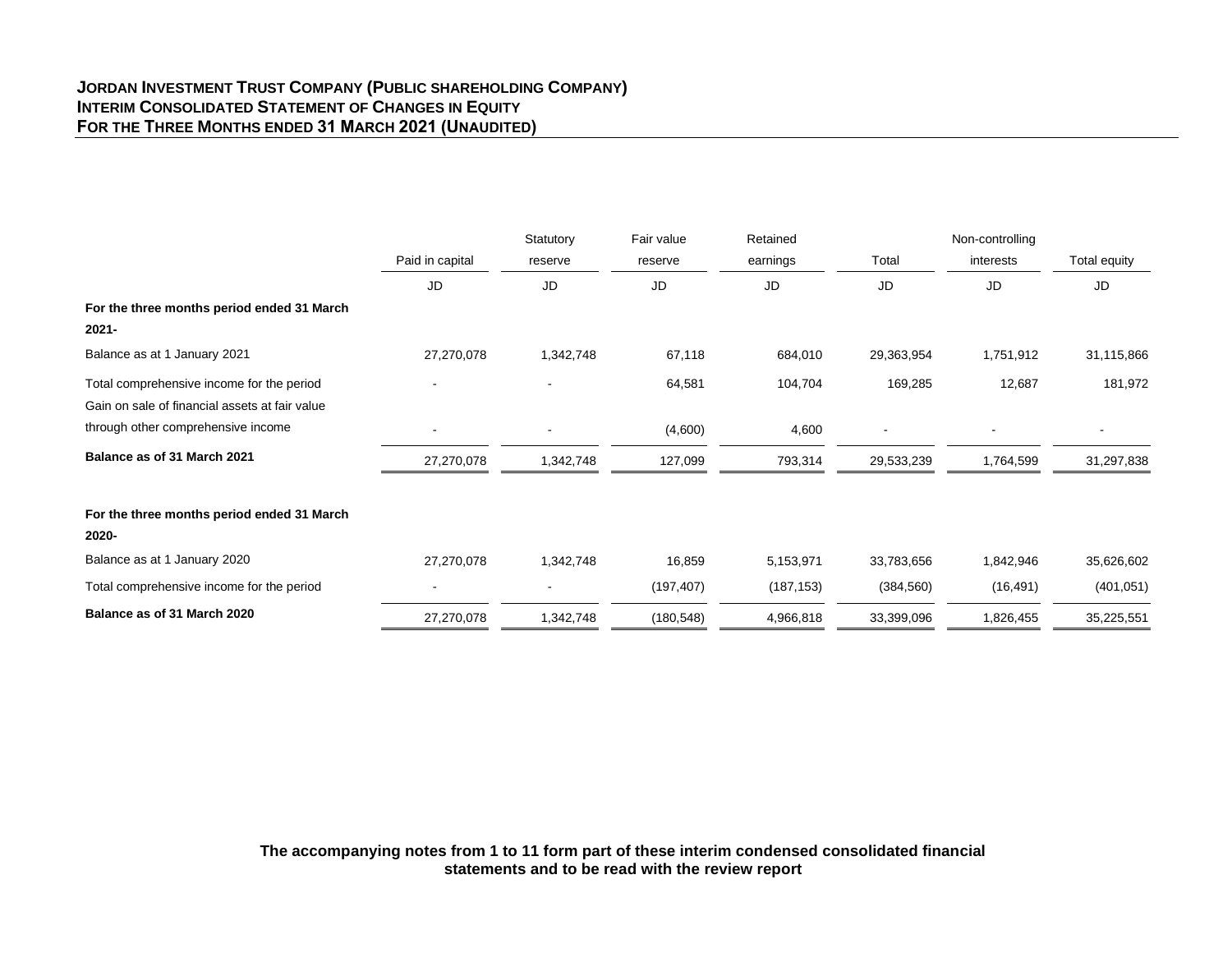**JORDAN INVESTMENT TRUST COMPANY (PUBLIC SHAREHOLDING COMPANY)**
**INTERIM CONSOLIDATED STATEMENT OF CHANGES IN EQUITY**
**FOR THE THREE MONTHS ENDED 31 MARCH 2021 (UNAUDITED)**

| | Paid in capital | Statutory reserve | Fair value reserve | Retained earnings | Total | Non-controlling interests | Total equity |
|---|---|---|---|---|---|---|---|
| | JD | JD | JD | JD | JD | JD | JD |
| **For the three months period ended 31 March 2021-** | | | | | | | |
| Balance as at 1 January 2021 | 27,270,078 | 1,342,748 | 67,118 | 684,010 | 29,363,954 | 1,751,912 | 31,115,866 |
| Total comprehensive income for the period | - | - | 64,581 | 104,704 | 169,285 | 12,687 | 181,972 |
| Gain on sale of financial assets at fair value through other comprehensive income | - | - | (4,600) | 4,600 | - | - | - |
| **Balance as of 31 March 2021** | 27,270,078 | 1,342,748 | 127,099 | 793,314 | 29,533,239 | 1,764,599 | 31,297,838 |
| | | | | | | | |
| **For the three months period ended 31 March 2020-** | | | | | | | |
| Balance as at 1 January 2020 | 27,270,078 | 1,342,748 | 16,859 | 5,153,971 | 33,783,656 | 1,842,946 | 35,626,602 |
| Total comprehensive income for the period | - | - | (197,407) | (187,153) | (384,560) | (16,491) | (401,051) |
| **Balance as of 31 March 2020** | 27,270,078 | 1,342,748 | (180,548) | 4,966,818 | 33,399,096 | 1,826,455 | 35,225,551 |

**The accompanying notes from 1 to 11 form part of these interim condensed consolidated financial statements and to be read with the review report**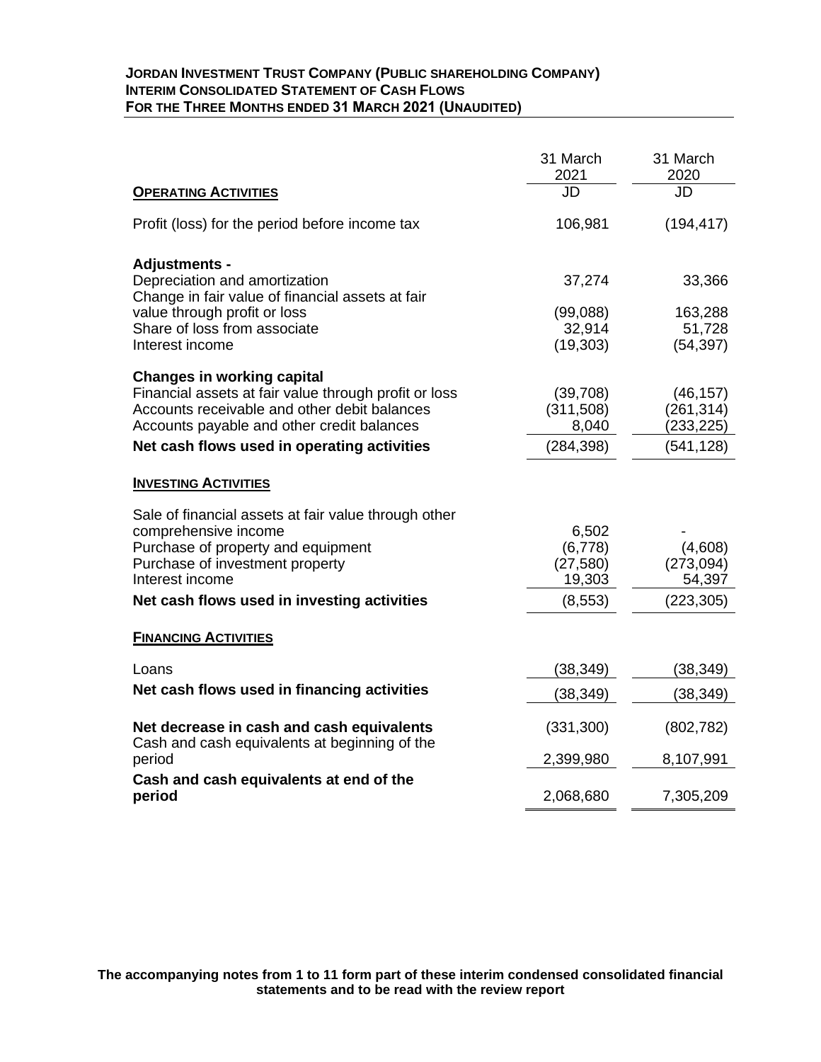**JORDAN INVESTMENT TRUST COMPANY (PUBLIC SHAREHOLDING COMPANY)**
**INTERIM CONSOLIDATED STATEMENT OF CASH FLOWS**
**FOR THE THREE MONTHS ENDED 31 MARCH 2021 (UNAUDITED)**

| | 31 March 2021 | 31 March 2020 |
|---|---|---|
| **OPERATING ACTIVITIES** | JD | JD |
| Profit (loss) for the period before income tax | 106,981 | (194,417) |
| **Adjustments -** | | |
| Depreciation and amortization | 37,274 | 33,366 |
| Change in fair value of financial assets at fair value through profit or loss | (99,088) | 163,288 |
| Share of loss from associate | 32,914 | 51,728 |
| Interest income | (19,303) | (54,397) |
| **Changes in working capital** | | |
| Financial assets at fair value through profit or loss | (39,708) | (46,157) |
| Accounts receivable and other debit balances | (311,508) | (261,314) |
| Accounts payable and other credit balances | 8,040 | (233,225) |
| **Net cash flows used in operating activities** | (284,398) | (541,128) |
| **INVESTING ACTIVITIES** | | |
| Sale of financial assets at fair value through other comprehensive income | 6,502 | - |
| Purchase of property and equipment | (6,778) | (4,608) |
| Purchase of investment property | (27,580) | (273,094) |
| Interest income | 19,303 | 54,397 |
| **Net cash flows used in investing activities** | (8,553) | (223,305) |
| **FINANCING ACTIVITIES** | | |
| Loans | (38,349) | (38,349) |
| **Net cash flows used in financing activities** | (38,349) | (38,349) |
| **Net decrease in cash and cash equivalents** | (331,300) | (802,782) |
| Cash and cash equivalents at beginning of the period | 2,399,980 | 8,107,991 |
| **Cash and cash equivalents at end of the period** | 2,068,680 | 7,305,209 |

**The accompanying notes from 1 to 11 form part of these interim condensed consolidated financial statements and to be read with the review report**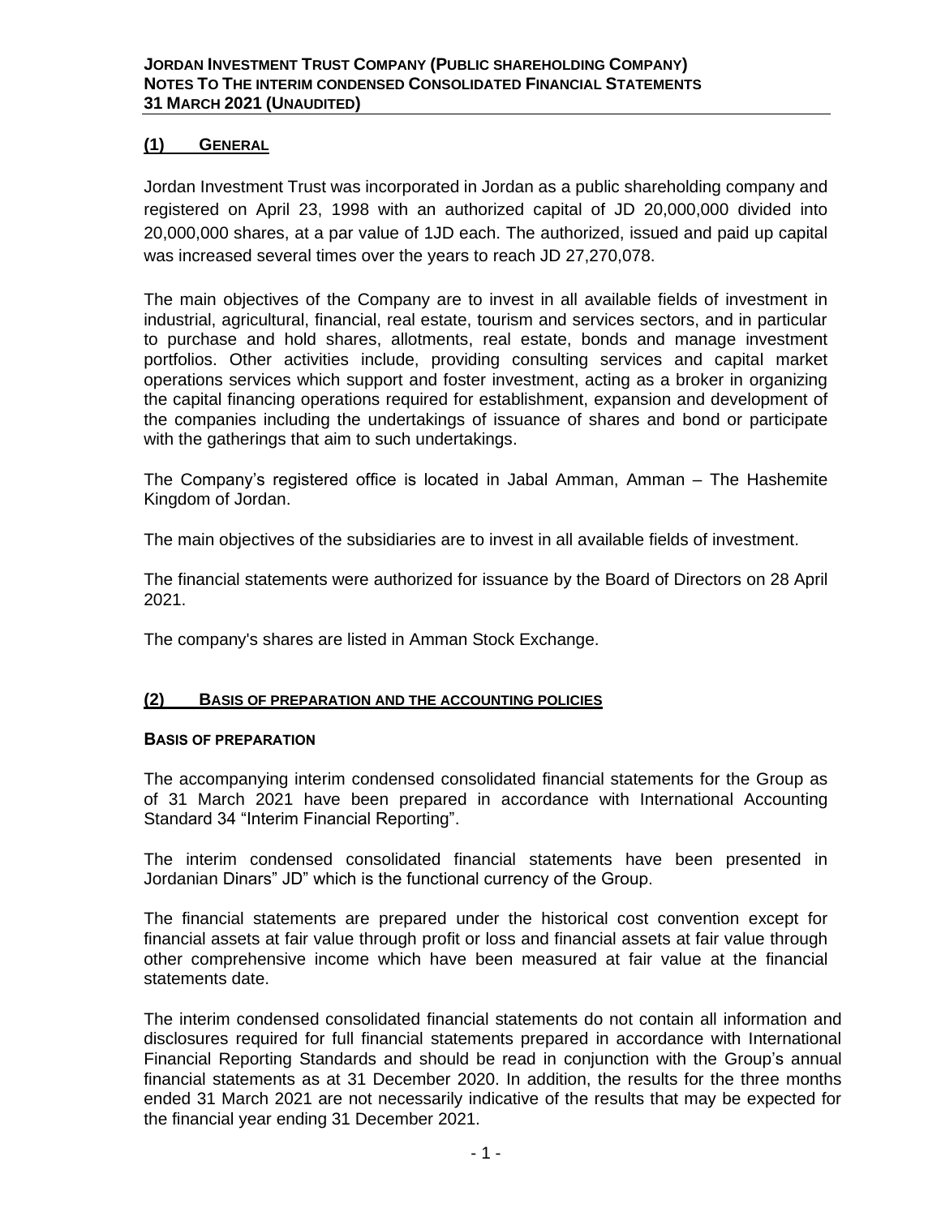## (1) General

Jordan Investment Trust was incorporated in Jordan as a public shareholding company and registered on April 23, 1998 with an authorized capital of JD 20,000,000 divided into 20,000,000 shares, at a par value of 1JD each. The authorized, issued and paid up capital was increased several times over the years to reach JD 27,270,078.

The main objectives of the Company are to invest in all available fields of investment in industrial, agricultural, financial, real estate, tourism and services sectors, and in particular to purchase and hold shares, allotments, real estate, bonds and manage investment portfolios. Other activities include, providing consulting services and capital market operations services which support and foster investment, acting as a broker in organizing the capital financing operations required for establishment, expansion and development of the companies including the undertakings of issuance of shares and bond or participate with the gatherings that aim to such undertakings.

The Company's registered office is located in Jabal Amman, Amman – The Hashemite Kingdom of Jordan.

The main objectives of the subsidiaries are to invest in all available fields of investment.

The financial statements were authorized for issuance by the Board of Directors on 28 April 2021.

The company's shares are listed in Amman Stock Exchange.

## (2) Basis of preparation and the accounting policies

### Basis of preparation

The accompanying interim condensed consolidated financial statements for the Group as of 31 March 2021 have been prepared in accordance with International Accounting Standard 34 "Interim Financial Reporting".

The interim condensed consolidated financial statements have been presented in Jordanian Dinars" JD" which is the functional currency of the Group.

The financial statements are prepared under the historical cost convention except for financial assets at fair value through profit or loss and financial assets at fair value through other comprehensive income which have been measured at fair value at the financial statements date.

The interim condensed consolidated financial statements do not contain all information and disclosures required for full financial statements prepared in accordance with International Financial Reporting Standards and should be read in conjunction with the Group's annual financial statements as at 31 December 2020. In addition, the results for the three months ended 31 March 2021 are not necessarily indicative of the results that may be expected for the financial year ending 31 December 2021.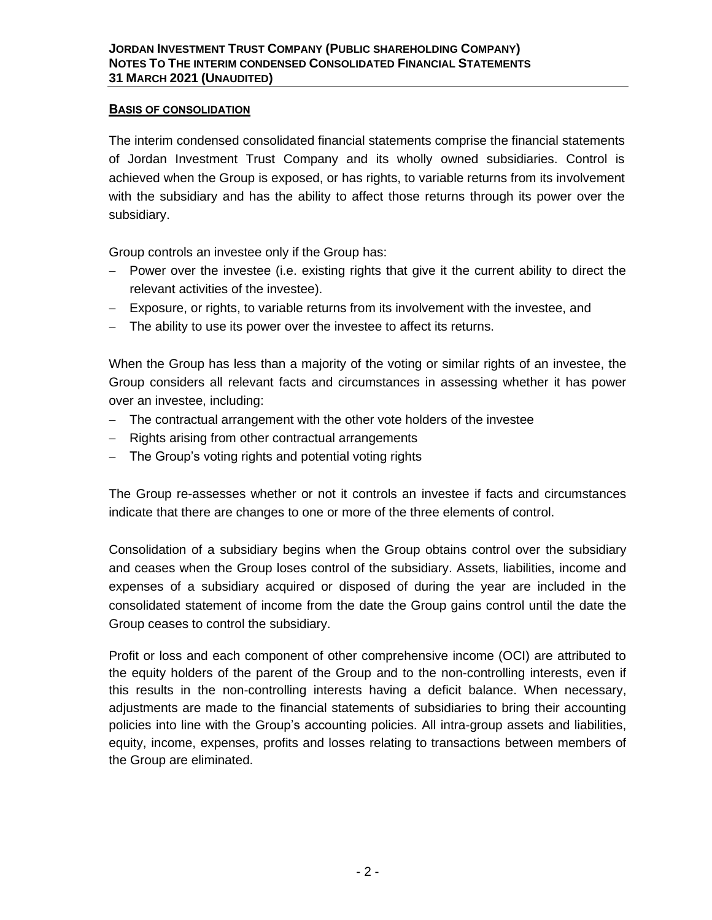## BASIS OF CONSOLIDATION

The interim condensed consolidated financial statements comprise the financial statements of Jordan Investment Trust Company and its wholly owned subsidiaries. Control is achieved when the Group is exposed, or has rights, to variable returns from its involvement with the subsidiary and has the ability to affect those returns through its power over the subsidiary.

Group controls an investee only if the Group has:

- Power over the investee (i.e. existing rights that give it the current ability to direct the relevant activities of the investee).
- Exposure, or rights, to variable returns from its involvement with the investee, and
- The ability to use its power over the investee to affect its returns.

When the Group has less than a majority of the voting or similar rights of an investee, the Group considers all relevant facts and circumstances in assessing whether it has power over an investee, including:

- The contractual arrangement with the other vote holders of the investee
- Rights arising from other contractual arrangements
- The Group's voting rights and potential voting rights

The Group re-assesses whether or not it controls an investee if facts and circumstances indicate that there are changes to one or more of the three elements of control.

Consolidation of a subsidiary begins when the Group obtains control over the subsidiary and ceases when the Group loses control of the subsidiary. Assets, liabilities, income and expenses of a subsidiary acquired or disposed of during the year are included in the consolidated statement of income from the date the Group gains control until the date the Group ceases to control the subsidiary.

Profit or loss and each component of other comprehensive income (OCI) are attributed to the equity holders of the parent of the Group and to the non-controlling interests, even if this results in the non-controlling interests having a deficit balance. When necessary, adjustments are made to the financial statements of subsidiaries to bring their accounting policies into line with the Group's accounting policies. All intra-group assets and liabilities, equity, income, expenses, profits and losses relating to transactions between members of the Group are eliminated.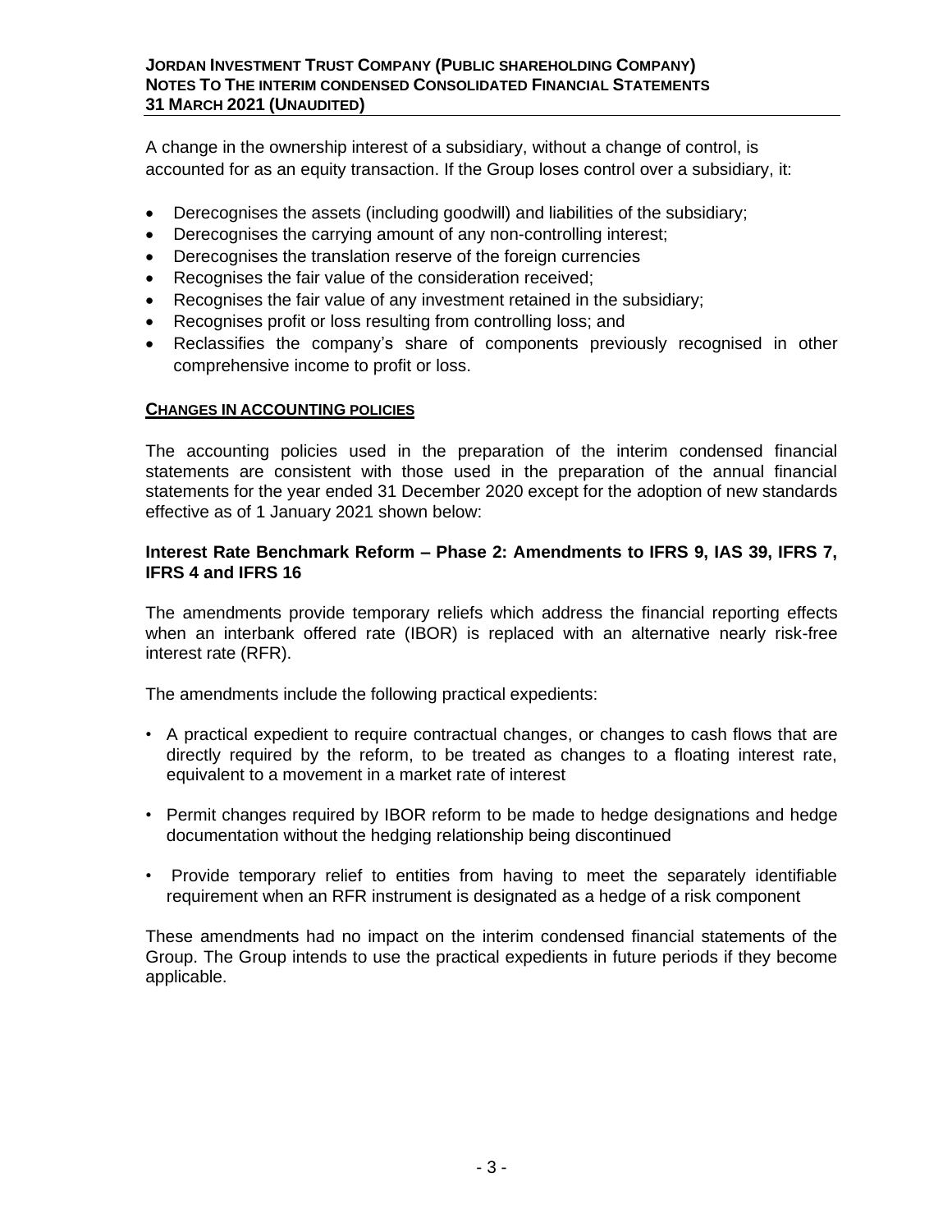A change in the ownership interest of a subsidiary, without a change of control, is accounted for as an equity transaction. If the Group loses control over a subsidiary, it:

- Derecognises the assets (including goodwill) and liabilities of the subsidiary;
- Derecognises the carrying amount of any non-controlling interest;
- Derecognises the translation reserve of the foreign currencies
- Recognises the fair value of the consideration received;
- Recognises the fair value of any investment retained in the subsidiary;
- Recognises profit or loss resulting from controlling loss; and
- Reclassifies the company's share of components previously recognised in other comprehensive income to profit or loss.

**CHANGES IN ACCOUNTING POLICIES**

The accounting policies used in the preparation of the interim condensed financial statements are consistent with those used in the preparation of the annual financial statements for the year ended 31 December 2020 except for the adoption of new standards effective as of 1 January 2021 shown below:

**Interest Rate Benchmark Reform – Phase 2: Amendments to IFRS 9, IAS 39, IFRS 7, IFRS 4 and IFRS 16**

The amendments provide temporary reliefs which address the financial reporting effects when an interbank offered rate (IBOR) is replaced with an alternative nearly risk-free interest rate (RFR).

The amendments include the following practical expedients:

- A practical expedient to require contractual changes, or changes to cash flows that are directly required by the reform, to be treated as changes to a floating interest rate, equivalent to a movement in a market rate of interest

- Permit changes required by IBOR reform to be made to hedge designations and hedge documentation without the hedging relationship being discontinued

- Provide temporary relief to entities from having to meet the separately identifiable requirement when an RFR instrument is designated as a hedge of a risk component

These amendments had no impact on the interim condensed financial statements of the Group. The Group intends to use the practical expedients in future periods if they become applicable.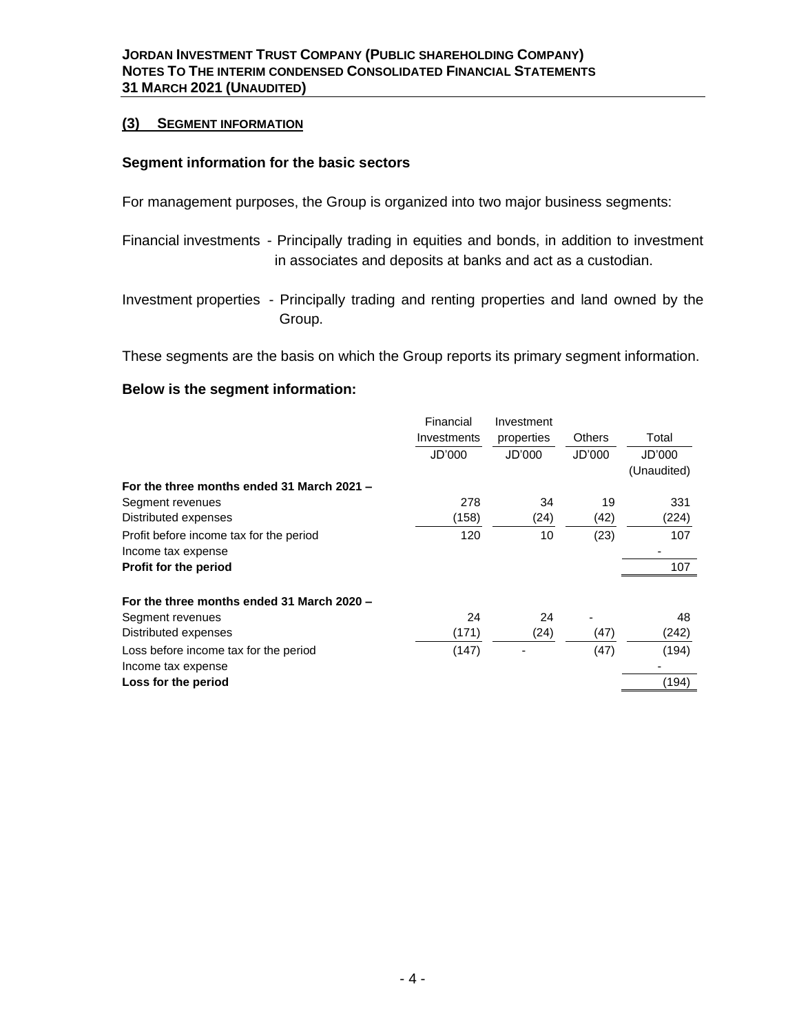## (3) SEGMENT INFORMATION

### Segment information for the basic sectors

For management purposes, the Group is organized into two major business segments:

Financial investments - Principally trading in equities and bonds, in addition to investment in associates and deposits at banks and act as a custodian.

Investment properties - Principally trading and renting properties and land owned by the Group.

These segments are the basis on which the Group reports its primary segment information.

### Below is the segment information:

| | Financial Investments | Investment properties | Others | Total |
|---|---|---|---|---|
| | JD'000 | JD'000 | JD'000 | JD'000 (Unaudited) |
| **For the three months ended 31 March 2021 –** | | | | |
| Segment revenues | 278 | 34 | 19 | 331 |
| Distributed expenses | (158) | (24) | (42) | (224) |
| Profit before income tax for the period | 120 | 10 | (23) | 107 |
| Income tax expense | | | | - |
| **Profit for the period** | | | | 107 |
| **For the three months ended 31 March 2020 –** | | | | |
| Segment revenues | 24 | 24 | - | 48 |
| Distributed expenses | (171) | (24) | (47) | (242) |
| Loss before income tax for the period | (147) | - | (47) | (194) |
| Income tax expense | | | | - |
| **Loss for the period** | | | | (194) |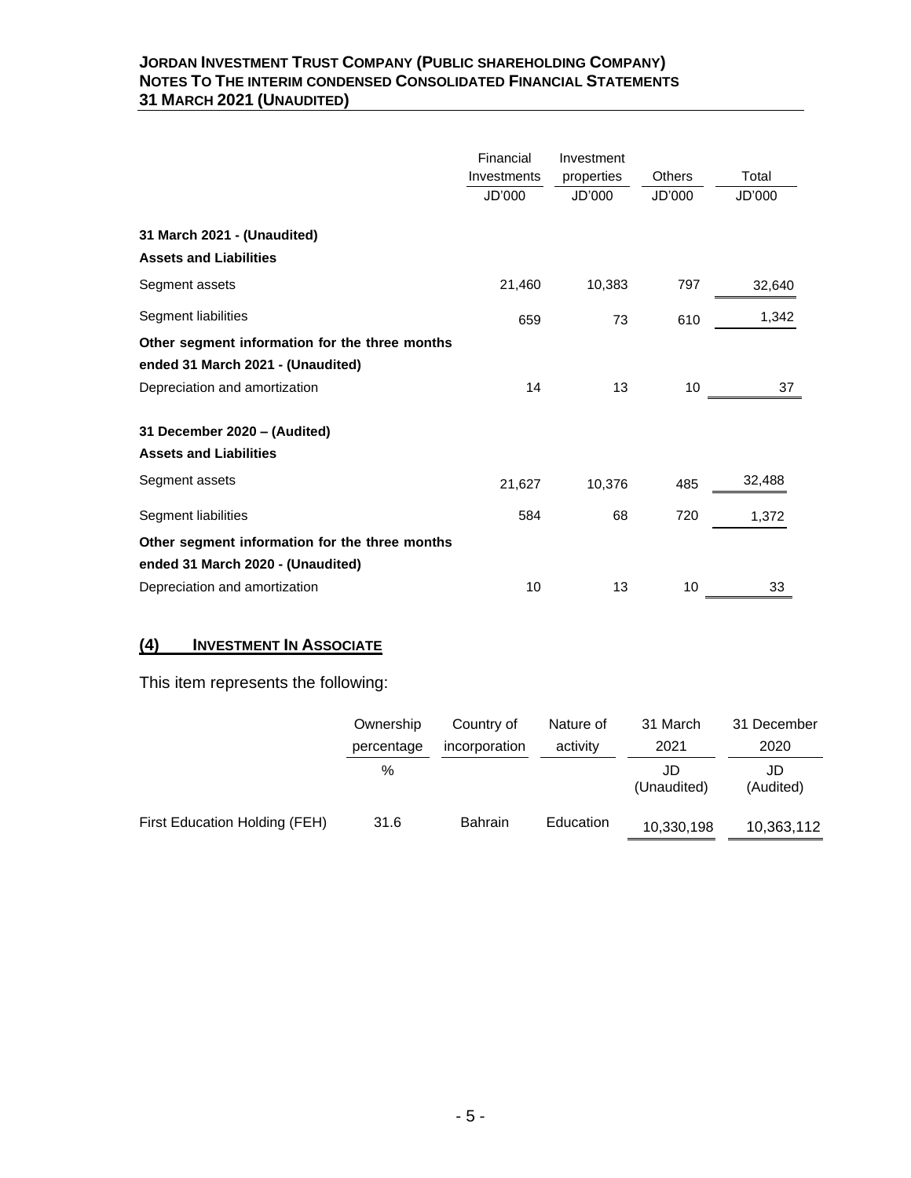| | Financial Investments | Investment properties | Others | Total |
|---|---|---|---|---|
| | JD'000 | JD'000 | JD'000 | JD'000 |
| **31 March 2021 - (Unaudited)** | | | | |
| **Assets and Liabilities** | | | | |
| Segment assets | 21,460 | 10,383 | 797 | 32,640 |
| Segment liabilities | 659 | 73 | 610 | 1,342 |
| **Other segment information for the three months ended 31 March 2021 - (Unaudited)** | | | | |
| Depreciation and amortization | 14 | 13 | 10 | 37 |
| **31 December 2020 – (Audited)** | | | | |
| **Assets and Liabilities** | | | | |
| Segment assets | 21,627 | 10,376 | 485 | 32,488 |
| Segment liabilities | 584 | 68 | 720 | 1,372 |
| **Other segment information for the three months ended 31 March 2020 - (Unaudited)** | | | | |
| Depreciation and amortization | 10 | 13 | 10 | 33 |

## (4) INVESTMENT IN ASSOCIATE

This item represents the following:

| | Ownership percentage | Country of incorporation | Nature of activity | 31 March 2021 | 31 December 2020 |
|---|---|---|---|---|---|
| | % | | | JD (Unaudited) | JD (Audited) |
| First Education Holding (FEH) | 31.6 | Bahrain | Education | 10,330,198 | 10,363,112 |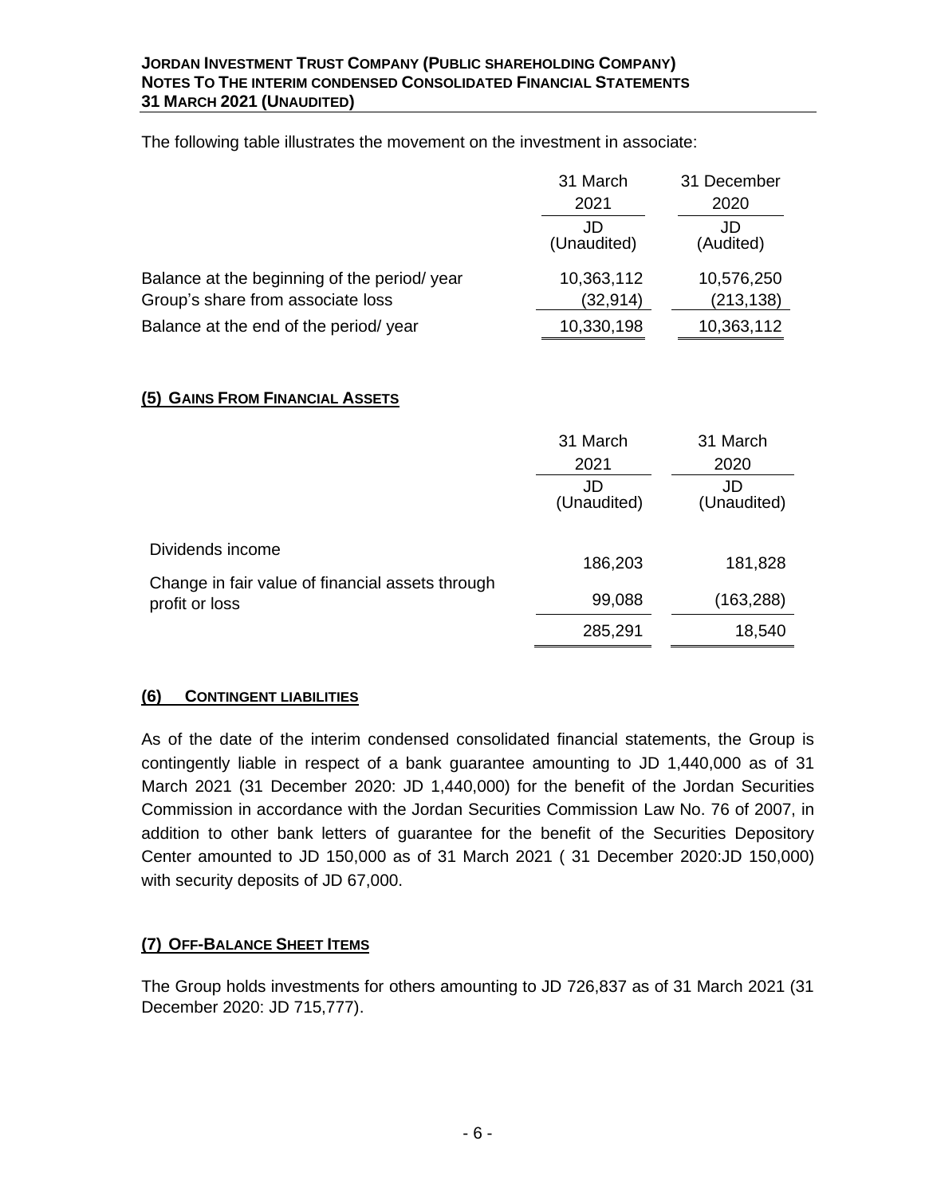The following table illustrates the movement on the investment in associate:

| | 31 March 2021 | 31 December 2020 |
|---|---|---|
| | JD (Unaudited) | JD (Audited) |
| Balance at the beginning of the period/ year | 10,363,112 | 10,576,250 |
| Group's share from associate loss | (32,914) | (213,138) |
| Balance at the end of the period/ year | 10,330,198 | 10,363,112 |

## (5) Gains From Financial Assets

| | 31 March 2021 | 31 March 2020 |
|---|---|---|
| | JD (Unaudited) | JD (Unaudited) |
| Dividends income | 186,203 | 181,828 |
| Change in fair value of financial assets through profit or loss | 99,088 | (163,288) |
| | 285,291 | 18,540 |

## (6) Contingent liabilities

As of the date of the interim condensed consolidated financial statements, the Group is contingently liable in respect of a bank guarantee amounting to JD 1,440,000 as of 31 March 2021 (31 December 2020: JD 1,440,000) for the benefit of the Jordan Securities Commission in accordance with the Jordan Securities Commission Law No. 76 of 2007, in addition to other bank letters of guarantee for the benefit of the Securities Depository Center amounted to JD 150,000 as of 31 March 2021 ( 31 December 2020:JD 150,000) with security deposits of JD 67,000.

## (7) Off-Balance Sheet Items

The Group holds investments for others amounting to JD 726,837 as of 31 March 2021 (31 December 2020: JD 715,777).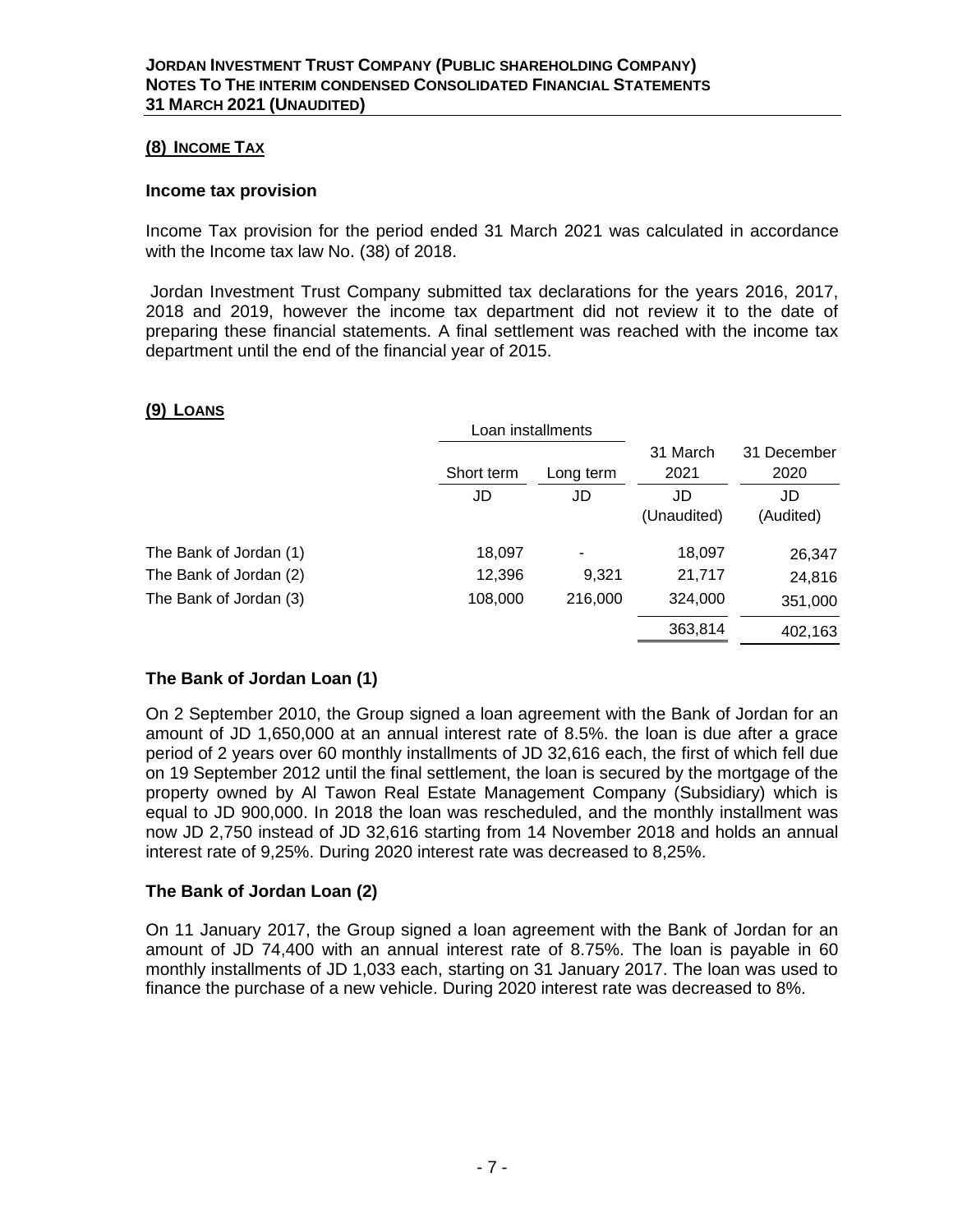## (8) INCOME TAX

### Income tax provision

Income Tax provision for the period ended 31 March 2021 was calculated in accordance with the Income tax law No. (38) of 2018.

Jordan Investment Trust Company submitted tax declarations for the years 2016, 2017, 2018 and 2019, however the income tax department did not review it to the date of preparing these financial statements. A final settlement was reached with the income tax department until the end of the financial year of 2015.

## (9) LOANS

| | Loan installments | | | |
|---|---|---|---|---|
| | Short term | Long term | 31 March 2021 | 31 December 2020 |
| | JD | JD | JD (Unaudited) | JD (Audited) |
| The Bank of Jordan (1) | 18,097 | - | 18,097 | 26,347 |
| The Bank of Jordan (2) | 12,396 | 9,321 | 21,717 | 24,816 |
| The Bank of Jordan (3) | 108,000 | 216,000 | 324,000 | 351,000 |
| | | | 363,814 | 402,163 |

### The Bank of Jordan Loan (1)

On 2 September 2010, the Group signed a loan agreement with the Bank of Jordan for an amount of JD 1,650,000 at an annual interest rate of 8.5%. the loan is due after a grace period of 2 years over 60 monthly installments of JD 32,616 each, the first of which fell due on 19 September 2012 until the final settlement, the loan is secured by the mortgage of the property owned by Al Tawon Real Estate Management Company (Subsidiary) which is equal to JD 900,000. In 2018 the loan was rescheduled, and the monthly installment was now JD 2,750 instead of JD 32,616 starting from 14 November 2018 and holds an annual interest rate of 9,25%. During 2020 interest rate was decreased to 8,25%.

### The Bank of Jordan Loan (2)

On 11 January 2017, the Group signed a loan agreement with the Bank of Jordan for an amount of JD 74,400 with an annual interest rate of 8.75%. The loan is payable in 60 monthly installments of JD 1,033 each, starting on 31 January 2017. The loan was used to finance the purchase of a new vehicle. During 2020 interest rate was decreased to 8%.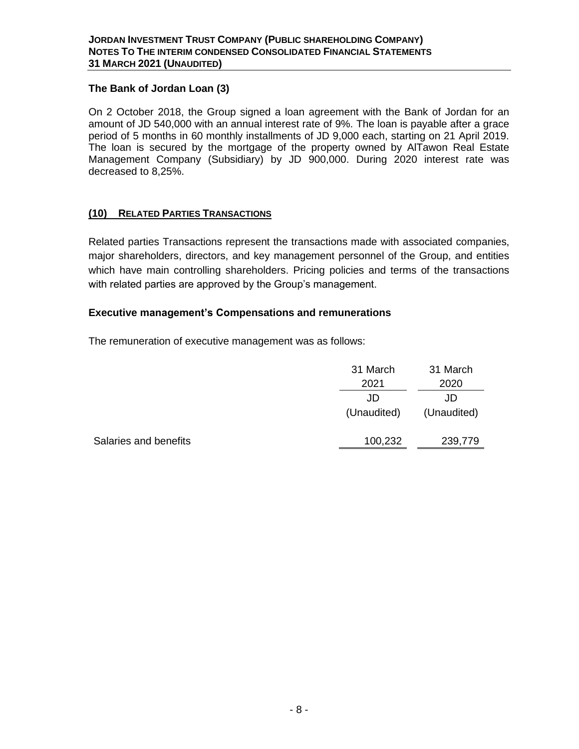### The Bank of Jordan Loan (3)

On 2 October 2018, the Group signed a loan agreement with the Bank of Jordan for an amount of JD 540,000 with an annual interest rate of 9%. The loan is payable after a grace period of 5 months in 60 monthly installments of JD 9,000 each, starting on 21 April 2019. The loan is secured by the mortgage of the property owned by AlTawon Real Estate Management Company (Subsidiary) by JD 900,000. During 2020 interest rate was decreased to 8,25%.

## (10) RELATED PARTIES TRANSACTIONS

Related parties Transactions represent the transactions made with associated companies, major shareholders, directors, and key management personnel of the Group, and entities which have main controlling shareholders. Pricing policies and terms of the transactions with related parties are approved by the Group's management.

### Executive management's Compensations and remunerations

The remuneration of executive management was as follows:

| | 31 March 2021 | 31 March 2020 |
|---|---|---|
| | JD | JD |
| | (Unaudited) | (Unaudited) |
| Salaries and benefits | 100,232 | 239,779 |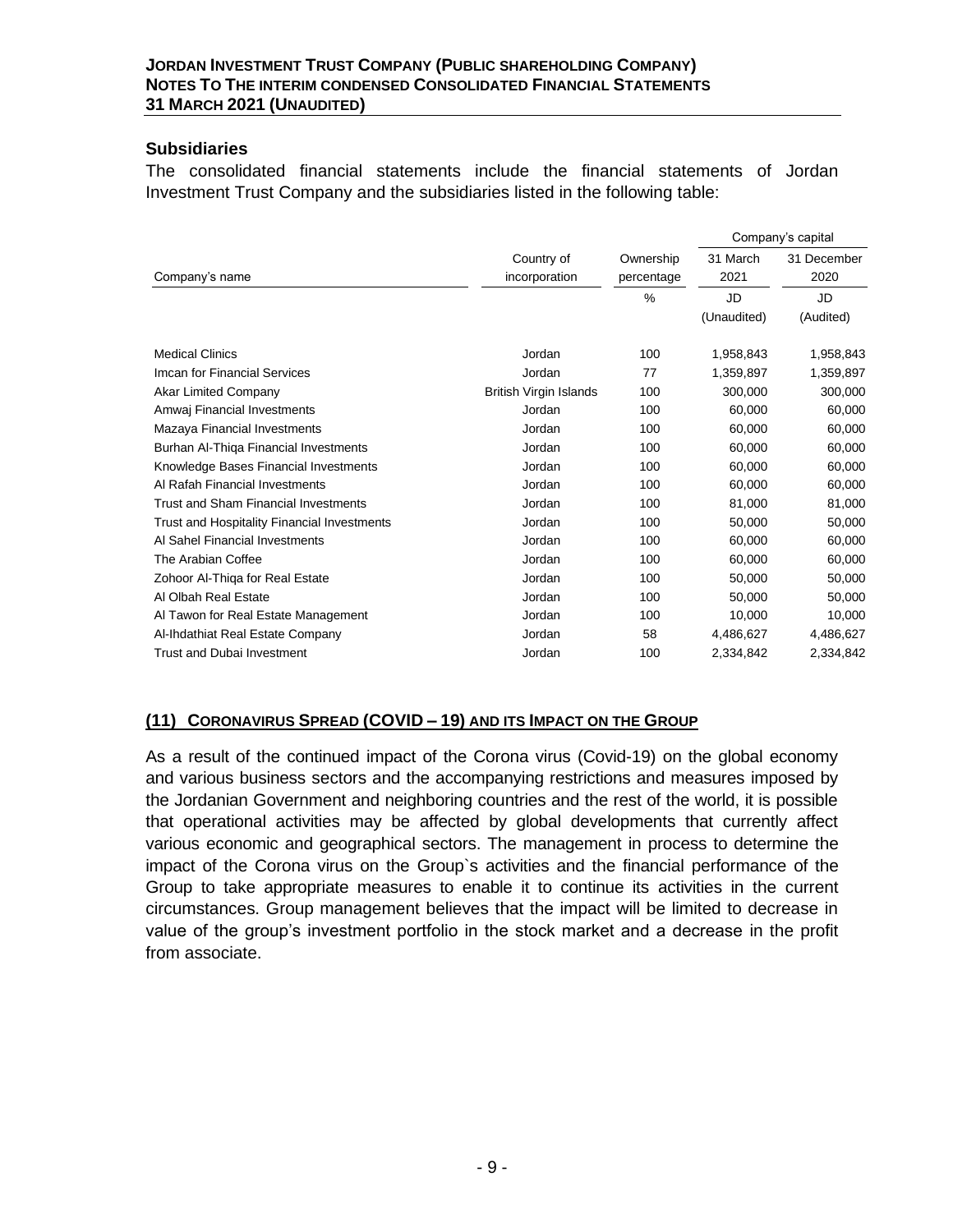### Subsidiaries

The consolidated financial statements include the financial statements of Jordan Investment Trust Company and the subsidiaries listed in the following table:

| | | | Company's capital | |
|---|---|---|---|---|
| Company's name | Country of incorporation | Ownership percentage | 31 March 2021 | 31 December 2020 |
| | | % | JD (Unaudited) | JD (Audited) |
| Medical Clinics | Jordan | 100 | 1,958,843 | 1,958,843 |
| Imcan for Financial Services | Jordan | 77 | 1,359,897 | 1,359,897 |
| Akar Limited Company | British Virgin Islands | 100 | 300,000 | 300,000 |
| Amwaj Financial Investments | Jordan | 100 | 60,000 | 60,000 |
| Mazaya Financial Investments | Jordan | 100 | 60,000 | 60,000 |
| Burhan Al-Thiqa Financial Investments | Jordan | 100 | 60,000 | 60,000 |
| Knowledge Bases Financial Investments | Jordan | 100 | 60,000 | 60,000 |
| Al Rafah Financial Investments | Jordan | 100 | 60,000 | 60,000 |
| Trust and Sham Financial Investments | Jordan | 100 | 81,000 | 81,000 |
| Trust and Hospitality Financial Investments | Jordan | 100 | 50,000 | 50,000 |
| Al Sahel Financial Investments | Jordan | 100 | 60,000 | 60,000 |
| The Arabian Coffee | Jordan | 100 | 60,000 | 60,000 |
| Zohoor Al-Thiqa for Real Estate | Jordan | 100 | 50,000 | 50,000 |
| Al Olbah Real Estate | Jordan | 100 | 50,000 | 50,000 |
| Al Tawon for Real Estate Management | Jordan | 100 | 10,000 | 10,000 |
| Al-Ihdathiat Real Estate Company | Jordan | 58 | 4,486,627 | 4,486,627 |
| Trust and Dubai Investment | Jordan | 100 | 2,334,842 | 2,334,842 |

## (11) CORONAVIRUS SPREAD (COVID – 19) AND ITS IMPACT ON THE GROUP

As a result of the continued impact of the Corona virus (Covid-19) on the global economy and various business sectors and the accompanying restrictions and measures imposed by the Jordanian Government and neighboring countries and the rest of the world, it is possible that operational activities may be affected by global developments that currently affect various economic and geographical sectors. The management in process to determine the impact of the Corona virus on the Group`s activities and the financial performance of the Group to take appropriate measures to enable it to continue its activities in the current circumstances. Group management believes that the impact will be limited to decrease in value of the group's investment portfolio in the stock market and a decrease in the profit from associate.